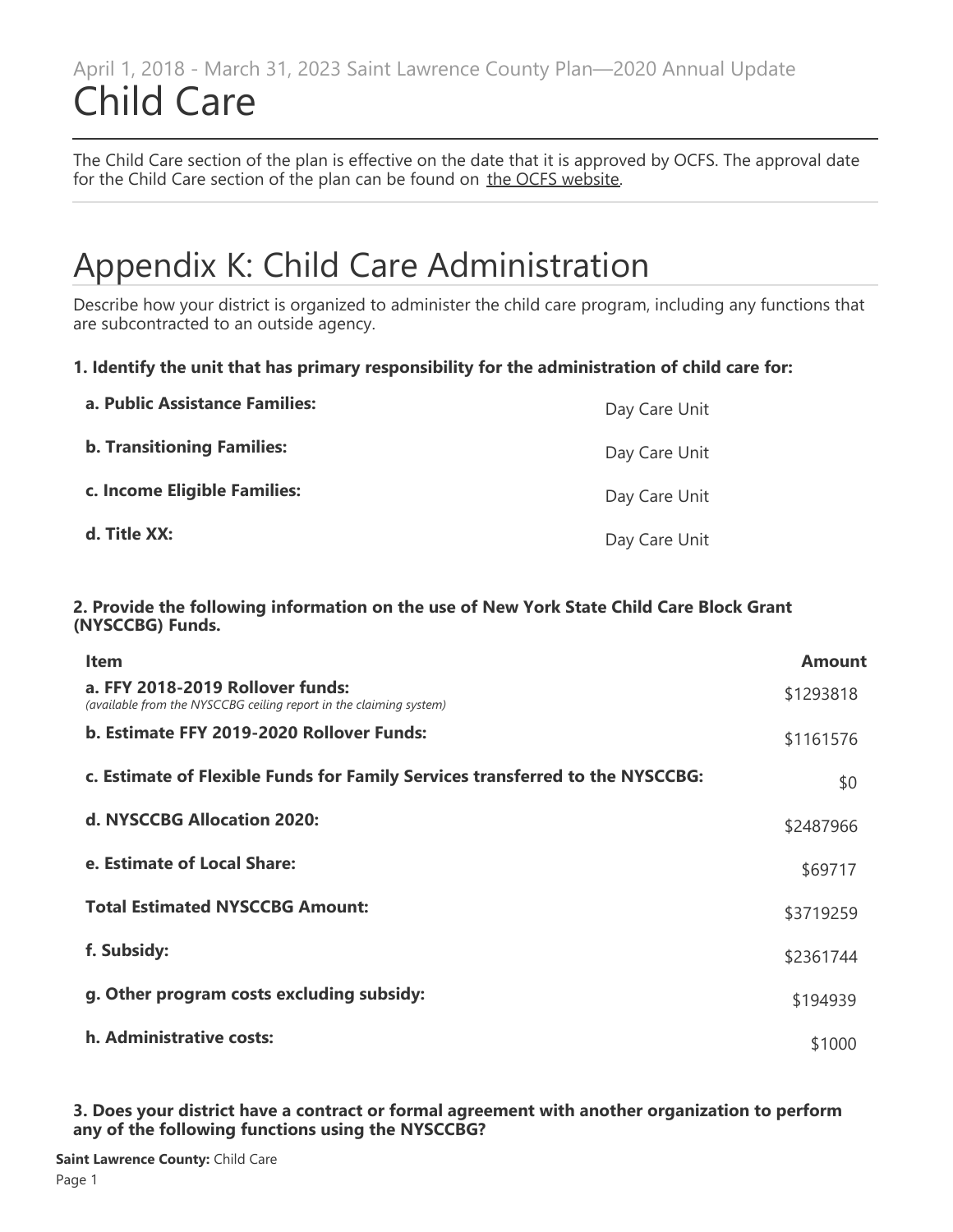April 1, 2018 - March 31, 2023 Saint Lawrence County Plan—2020 Annual Update

# Child Care

The Child Care section of the plan is effective on the date that it is approved by OCFS. The approval date for the Child Care section of the plan can be found on the OCFS website.

## Appendix K: Child Care Administration

Describe how your district is organized to administer the child care program, including any functions that are subcontracted to an outside agency.

**1. Identify the unit that has primary responsibility for the administration of child care for:**

| | |
|---|---|
| **a. Public Assistance Families:** | Day Care Unit |
| **b. Transitioning Families:** | Day Care Unit |
| **c. Income Eligible Families:** | Day Care Unit |
| **d. Title XX:** | Day Care Unit |

**2. Provide the following information on the use of New York State Child Care Block Grant (NYSCCBG) Funds.**

| Item | Amount |
|---|---|
| **a. FFY 2018-2019 Rollover funds:** *(available from the NYSCCBG ceiling report in the claiming system)* | $1293818 |
| **b. Estimate FFY 2019-2020 Rollover Funds:** | $1161576 |
| **c. Estimate of Flexible Funds for Family Services transferred to the NYSCCBG:** | $0 |
| **d. NYSCCBG Allocation 2020:** | $2487966 |
| **e. Estimate of Local Share:** | $69717 |
| **Total Estimated NYSCCBG Amount:** | $3719259 |
| **f. Subsidy:** | $2361744 |
| **g. Other program costs excluding subsidy:** | $194939 |
| **h. Administrative costs:** | $1000 |

**3. Does your district have a contract or formal agreement with another organization to perform any of the following functions using the NYSCCBG?**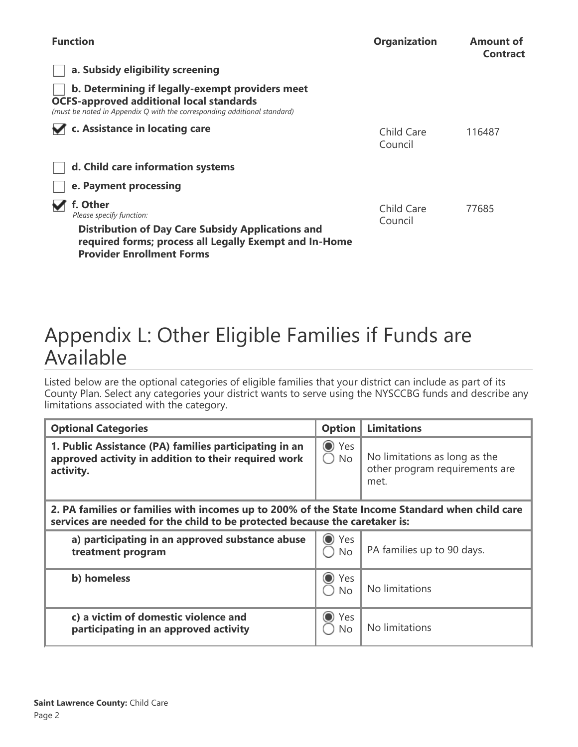| Function | Organization | Amount of Contract |
|---|---|---|
| ☐ **a. Subsidy eligibility screening** | | |
| ☐ **b. Determining if legally-exempt providers meet OCFS-approved additional local standards** *(must be noted in Appendix Q with the corresponding additional standard)* | | |
| ☑ **c. Assistance in locating care** | Child Care Council | 116487 |
| ☐ **d. Child care information systems** | | |
| ☐ **e. Payment processing** | | |
| ☑ **f. Other** *Please specify function:* **Distribution of Day Care Subsidy Applications and required forms; process all Legally Exempt and In-Home Provider Enrollment Forms** | Child Care Council | 77685 |

# Appendix L: Other Eligible Families if Funds are Available

Listed below are the optional categories of eligible families that your district can include as part of its County Plan. Select any categories your district wants to serve using the NYSCCBG funds and describe any limitations associated with the category.

| Optional Categories | Option | Limitations |
|---|---|---|
| **1. Public Assistance (PA) families participating in an approved activity in addition to their required work activity.** | ◉ Yes ◯ No | No limitations as long as the other program requirements are met. |
| **2. PA families or families with incomes up to 200% of the State Income Standard when child care services are needed for the child to be protected because the caretaker is:** | | |
| **a) participating in an approved substance abuse treatment program** | ◉ Yes ◯ No | PA families up to 90 days. |
| **b) homeless** | ◉ Yes ◯ No | No limitations |
| **c) a victim of domestic violence and participating in an approved activity** | ◉ Yes ◯ No | No limitations |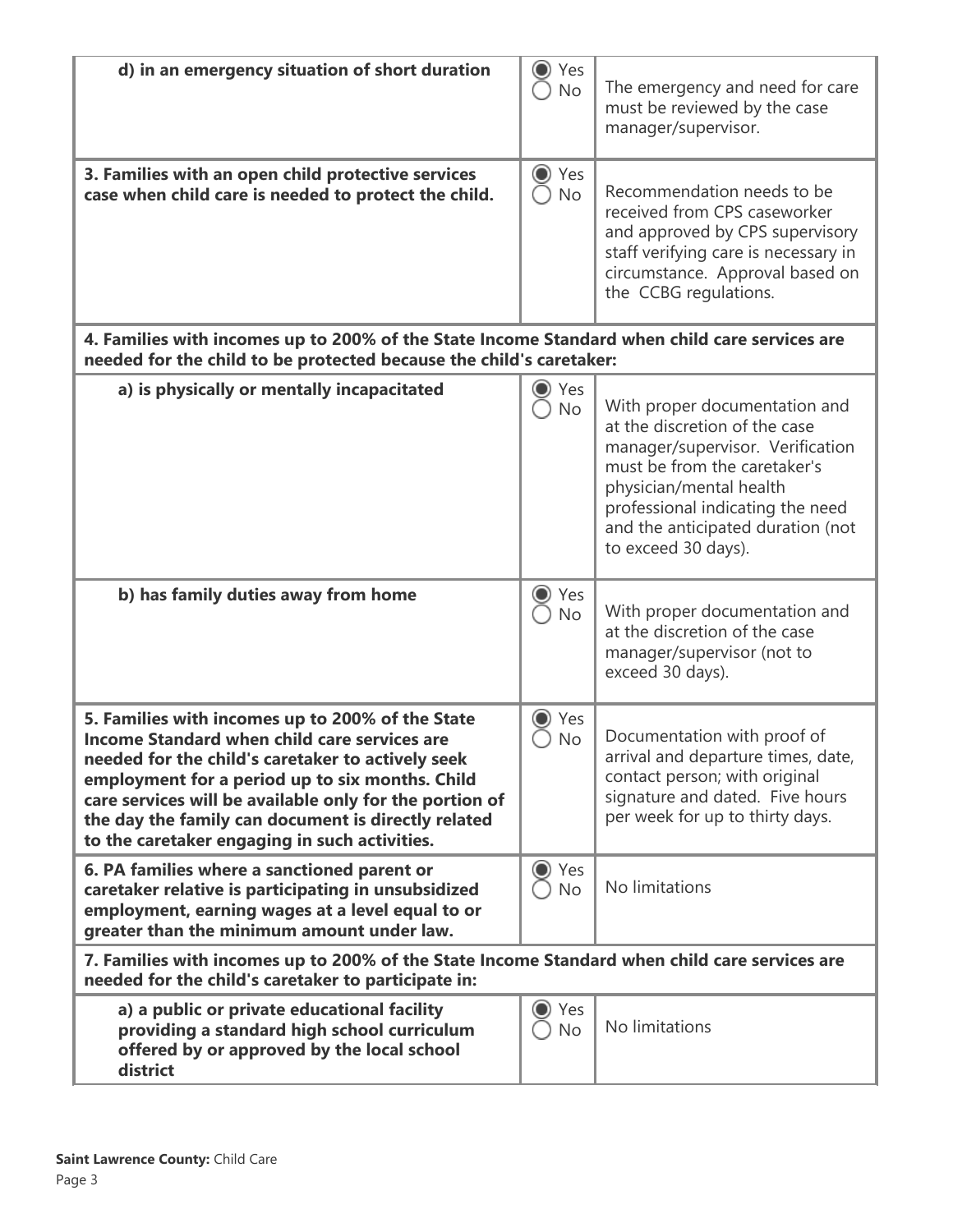| | | |
|---|---|---|
| **d) in an emergency situation of short duration** | (•) Yes ( ) No | The emergency and need for care must be reviewed by the case manager/supervisor. |
| **3. Families with an open child protective services case when child care is needed to protect the child.** | (•) Yes ( ) No | Recommendation needs to be received from CPS caseworker and approved by CPS supervisory staff verifying care is necessary in circumstance. Approval based on the CCBG regulations. |
| **4. Families with incomes up to 200% of the State Income Standard when child care services are needed for the child to be protected because the child's caretaker:** | | |
| **a) is physically or mentally incapacitated** | (•) Yes ( ) No | With proper documentation and at the discretion of the case manager/supervisor. Verification must be from the caretaker's physician/mental health professional indicating the need and the anticipated duration (not to exceed 30 days). |
| **b) has family duties away from home** | (•) Yes ( ) No | With proper documentation and at the discretion of the case manager/supervisor (not to exceed 30 days). |
| **5. Families with incomes up to 200% of the State Income Standard when child care services are needed for the child's caretaker to actively seek employment for a period up to six months. Child care services will be available only for the portion of the day the family can document is directly related to the caretaker engaging in such activities.** | (•) Yes ( ) No | Documentation with proof of arrival and departure times, date, contact person; with original signature and dated. Five hours per week for up to thirty days. |
| **6. PA families where a sanctioned parent or caretaker relative is participating in unsubsidized employment, earning wages at a level equal to or greater than the minimum amount under law.** | (•) Yes ( ) No | No limitations |
| **7. Families with incomes up to 200% of the State Income Standard when child care services are needed for the child's caretaker to participate in:** | | |
| **a) a public or private educational facility providing a standard high school curriculum offered by or approved by the local school district** | (•) Yes ( ) No | No limitations |

**Saint Lawrence County:** Child Care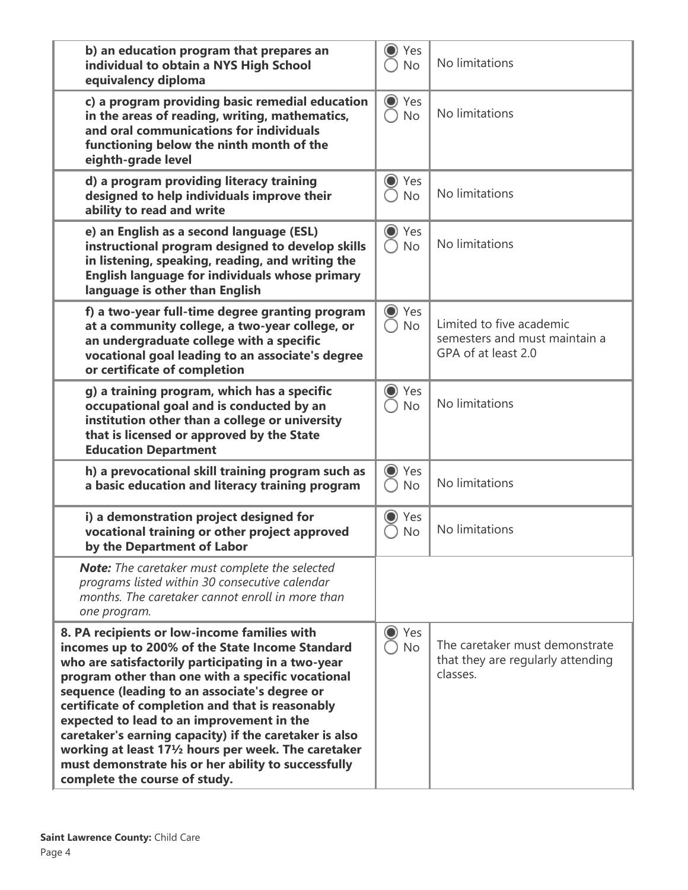| | | |
|---|---|---|
| **b) an education program that prepares an individual to obtain a NYS High School equivalency diploma** | ◉ Yes ◯ No | No limitations |
| **c) a program providing basic remedial education in the areas of reading, writing, mathematics, and oral communications for individuals functioning below the ninth month of the eighth-grade level** | ◉ Yes ◯ No | No limitations |
| **d) a program providing literacy training designed to help individuals improve their ability to read and write** | ◉ Yes ◯ No | No limitations |
| **e) an English as a second language (ESL) instructional program designed to develop skills in listening, speaking, reading, and writing the English language for individuals whose primary language is other than English** | ◉ Yes ◯ No | No limitations |
| **f) a two-year full-time degree granting program at a community college, a two-year college, or an undergraduate college with a specific vocational goal leading to an associate's degree or certificate of completion** | ◉ Yes ◯ No | Limited to five academic semesters and must maintain a GPA of at least 2.0 |
| **g) a training program, which has a specific occupational goal and is conducted by an institution other than a college or university that is licensed or approved by the State Education Department** | ◉ Yes ◯ No | No limitations |
| **h) a prevocational skill training program such as a basic education and literacy training program** | ◉ Yes ◯ No | No limitations |
| **i) a demonstration project designed for vocational training or other project approved by the Department of Labor** | ◉ Yes ◯ No | No limitations |
| ***Note:*** *The caretaker must complete the selected programs listed within 30 consecutive calendar months. The caretaker cannot enroll in more than one program.* | | |
| **8. PA recipients or low-income families with incomes up to 200% of the State Income Standard who are satisfactorily participating in a two-year program other than one with a specific vocational sequence (leading to an associate's degree or certificate of completion and that is reasonably expected to lead to an improvement in the caretaker's earning capacity) if the caretaker is also working at least 17½ hours per week. The caretaker must demonstrate his or her ability to successfully complete the course of study.** | ◉ Yes ◯ No | The caretaker must demonstrate that they are regularly attending classes. |

**Saint Lawrence County:** Child Care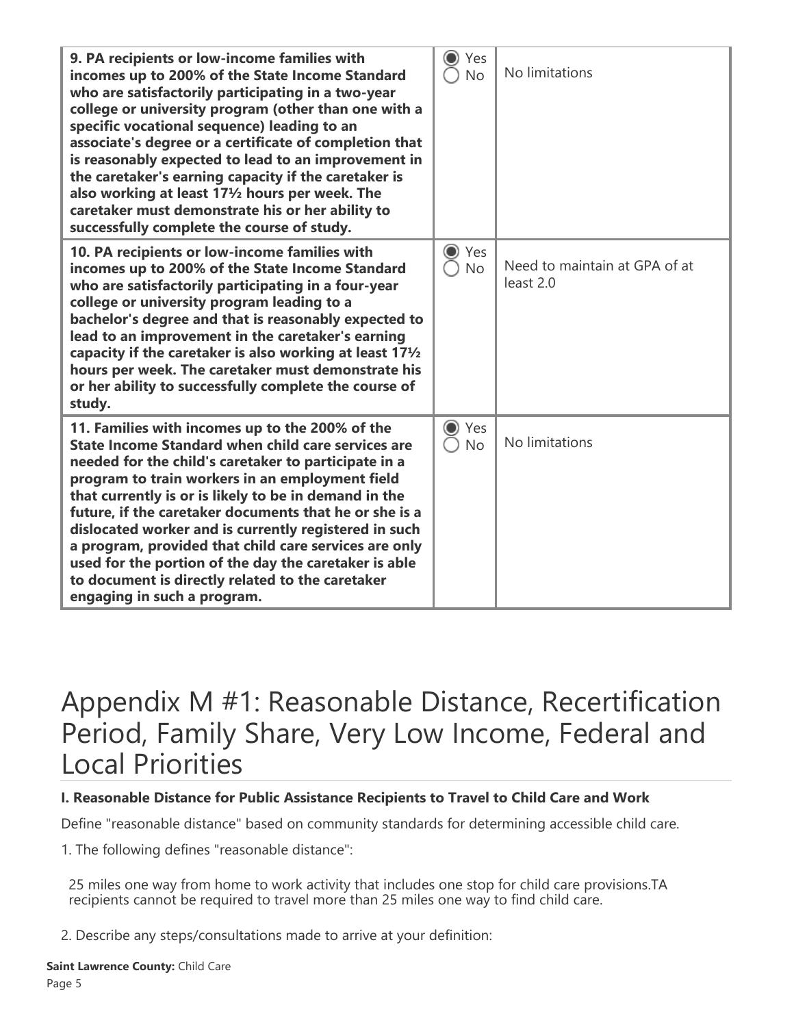| | | |
|---|---|---|
| **9. PA recipients or low-income families with incomes up to 200% of the State Income Standard who are satisfactorily participating in a two-year college or university program (other than one with a specific vocational sequence) leading to an associate's degree or a certificate of completion that is reasonably expected to lead to an improvement in the caretaker's earning capacity if the caretaker is also working at least 17½ hours per week. The caretaker must demonstrate his or her ability to successfully complete the course of study.** | ◉ Yes ◯ No | No limitations |
| **10. PA recipients or low-income families with incomes up to 200% of the State Income Standard who are satisfactorily participating in a four-year college or university program leading to a bachelor's degree and that is reasonably expected to lead to an improvement in the caretaker's earning capacity if the caretaker is also working at least 17½ hours per week. The caretaker must demonstrate his or her ability to successfully complete the course of study.** | ◉ Yes ◯ No | Need to maintain at GPA of at least 2.0 |
| **11. Families with incomes up to the 200% of the State Income Standard when child care services are needed for the child's caretaker to participate in a program to train workers in an employment field that currently is or is likely to be in demand in the future, if the caretaker documents that he or she is a dislocated worker and is currently registered in such a program, provided that child care services are only used for the portion of the day the caretaker is able to document is directly related to the caretaker engaging in such a program.** | ◉ Yes ◯ No | No limitations |

# Appendix M #1: Reasonable Distance, Recertification Period, Family Share, Very Low Income, Federal and Local Priorities

**I. Reasonable Distance for Public Assistance Recipients to Travel to Child Care and Work**

Define "reasonable distance" based on community standards for determining accessible child care.

1. The following defines "reasonable distance":

   25 miles one way from home to work activity that includes one stop for child care provisions.TA recipients cannot be required to travel more than 25 miles one way to find child care.

2. Describe any steps/consultations made to arrive at your definition: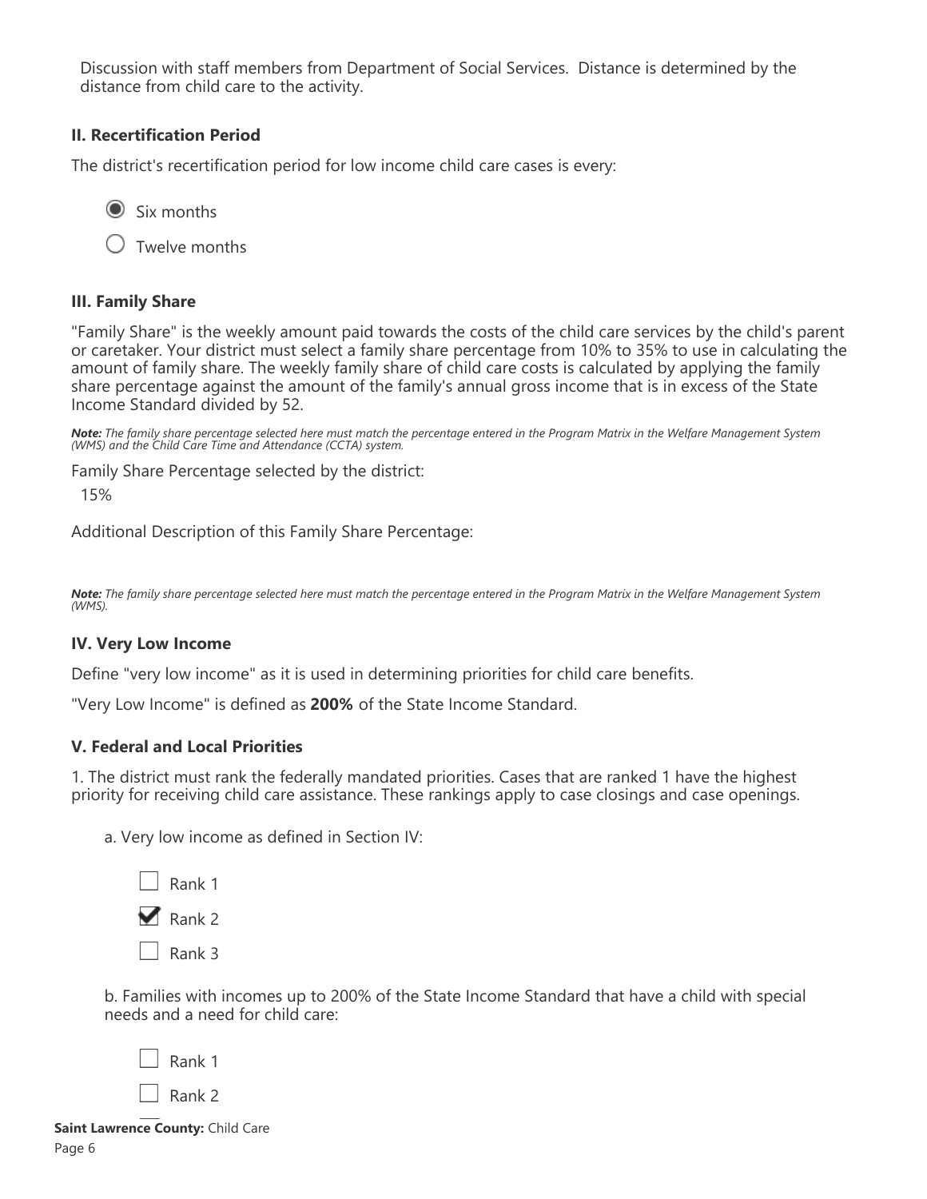Discussion with staff members from Department of Social Services. Distance is determined by the distance from child care to the activity.

### II. Recertification Period

The district's recertification period for low income child care cases is every:

- (●) Six months
- ( ) Twelve months

### III. Family Share

"Family Share" is the weekly amount paid towards the costs of the child care services by the child's parent or caretaker. Your district must select a family share percentage from 10% to 35% to use in calculating the amount of family share. The weekly family share of child care costs is calculated by applying the family share percentage against the amount of the family's annual gross income that is in excess of the State Income Standard divided by 52.

***Note:*** *The family share percentage selected here must match the percentage entered in the Program Matrix in the Welfare Management System (WMS) and the Child Care Time and Attendance (CCTA) system.*

Family Share Percentage selected by the district:

15%

Additional Description of this Family Share Percentage:

***Note:*** *The family share percentage selected here must match the percentage entered in the Program Matrix in the Welfare Management System (WMS).*

### IV. Very Low Income

Define "very low income" as it is used in determining priorities for child care benefits.

"Very Low Income" is defined as **200%** of the State Income Standard.

### V. Federal and Local Priorities

1. The district must rank the federally mandated priorities. Cases that are ranked 1 have the highest priority for receiving child care assistance. These rankings apply to case closings and case openings.

a. Very low income as defined in Section IV:

- [ ] Rank 1
- [x] Rank 2
- [ ] Rank 3

b. Families with incomes up to 200% of the State Income Standard that have a child with special needs and a need for child care:

- [ ] Rank 1
- [ ] Rank 2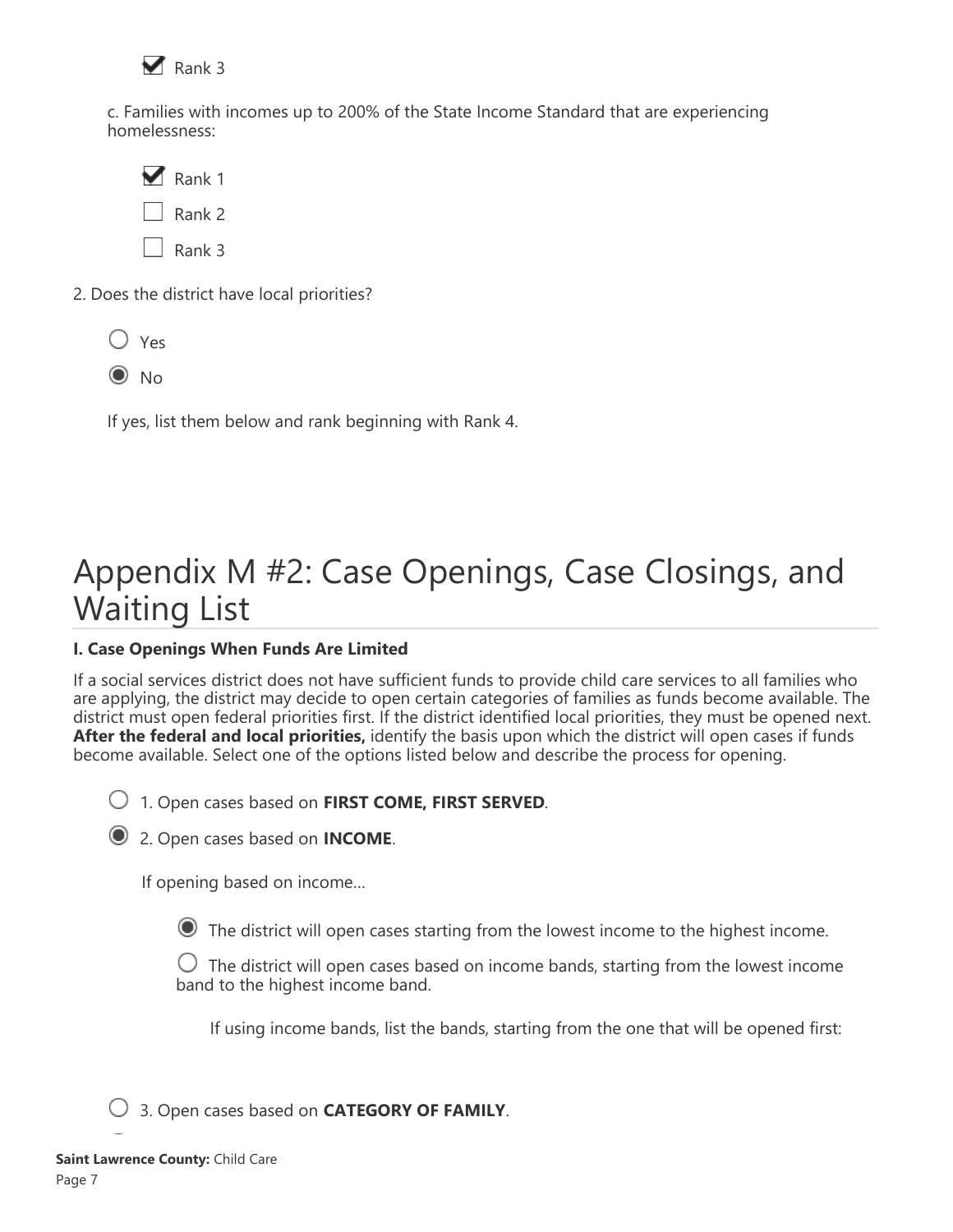- [x] Rank 3

c. Families with incomes up to 200% of the State Income Standard that are experiencing homelessness:

- [x] Rank 1
- [ ] Rank 2
- [ ] Rank 3

2. Does the district have local priorities?

- ○ Yes
- ◉ No

If yes, list them below and rank beginning with Rank 4.

# Appendix M #2: Case Openings, Case Closings, and Waiting List

**I. Case Openings When Funds Are Limited**

If a social services district does not have sufficient funds to provide child care services to all families who are applying, the district may decide to open certain categories of families as funds become available. The district must open federal priorities first. If the district identified local priorities, they must be opened next. **After the federal and local priorities,** identify the basis upon which the district will open cases if funds become available. Select one of the options listed below and describe the process for opening.

- ○ 1. Open cases based on **FIRST COME, FIRST SERVED**.
- ◉ 2. Open cases based on **INCOME**.

  If opening based on income...

  - ◉ The district will open cases starting from the lowest income to the highest income.
  - ○ The district will open cases based on income bands, starting from the lowest income band to the highest income band.

    If using income bands, list the bands, starting from the one that will be opened first:

- ○ 3. Open cases based on **CATEGORY OF FAMILY**.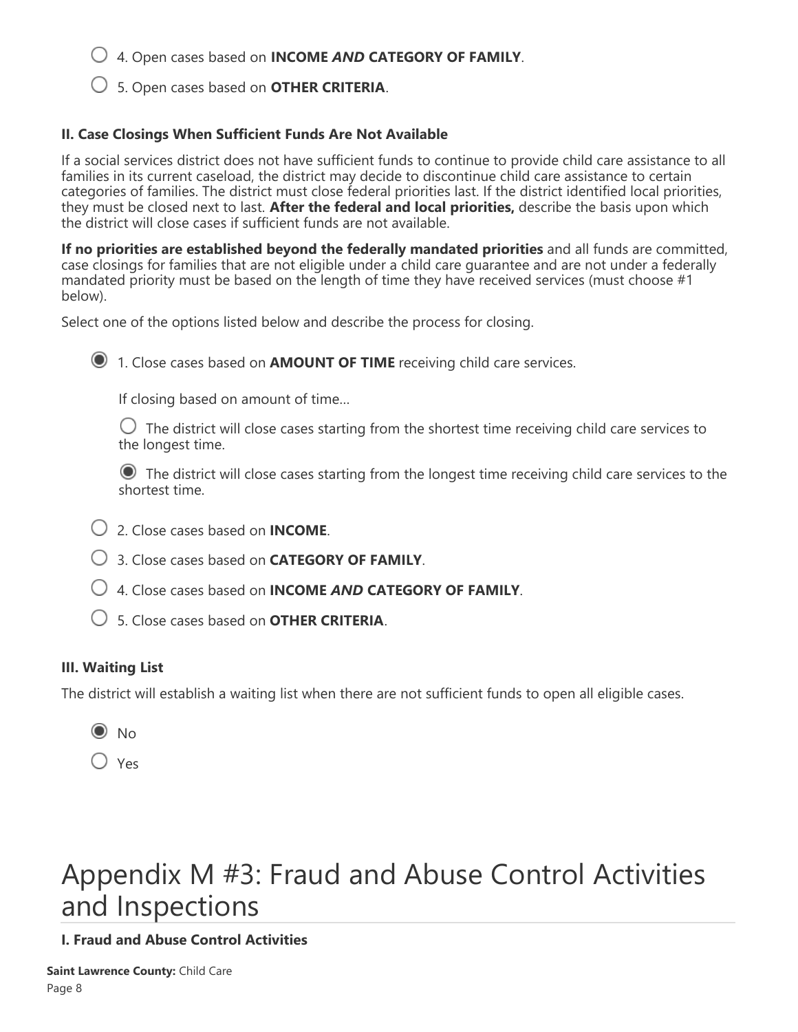- ○ 4. Open cases based on **INCOME *AND* CATEGORY OF FAMILY**.
- ○ 5. Open cases based on **OTHER CRITERIA**.

### II. Case Closings When Sufficient Funds Are Not Available

If a social services district does not have sufficient funds to continue to provide child care assistance to all families in its current caseload, the district may decide to discontinue child care assistance to certain categories of families. The district must close federal priorities last. If the district identified local priorities, they must be closed next to last. **After the federal and local priorities,** describe the basis upon which the district will close cases if sufficient funds are not available.

**If no priorities are established beyond the federally mandated priorities** and all funds are committed, case closings for families that are not eligible under a child care guarantee and are not under a federally mandated priority must be based on the length of time they have received services (must choose #1 below).

Select one of the options listed below and describe the process for closing.

- ◉ 1. Close cases based on **AMOUNT OF TIME** receiving child care services.

  If closing based on amount of time...

  - ○ The district will close cases starting from the shortest time receiving child care services to the longest time.
  - ◉ The district will close cases starting from the longest time receiving child care services to the shortest time.

- ○ 2. Close cases based on **INCOME**.
- ○ 3. Close cases based on **CATEGORY OF FAMILY**.
- ○ 4. Close cases based on **INCOME *AND* CATEGORY OF FAMILY**.
- ○ 5. Close cases based on **OTHER CRITERIA**.

### III. Waiting List

The district will establish a waiting list when there are not sufficient funds to open all eligible cases.

- ◉ No
- ○ Yes

# Appendix M #3: Fraud and Abuse Control Activities and Inspections

### I. Fraud and Abuse Control Activities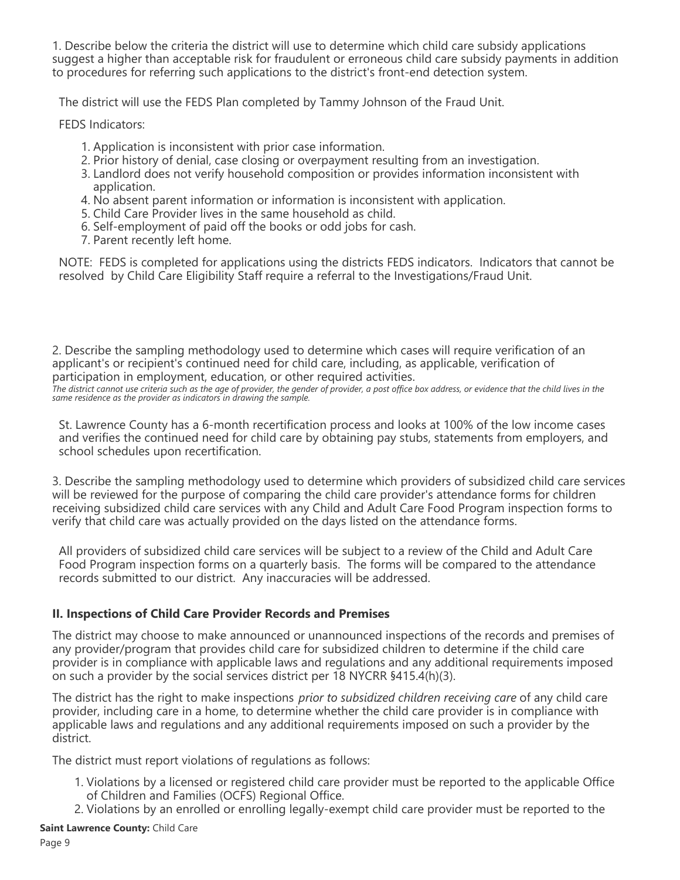1. Describe below the criteria the district will use to determine which child care subsidy applications suggest a higher than acceptable risk for fraudulent or erroneous child care subsidy payments in addition to procedures for referring such applications to the district's front-end detection system.

The district will use the FEDS Plan completed by Tammy Johnson of the Fraud Unit.

FEDS Indicators:

1. Application is inconsistent with prior case information.
2. Prior history of denial, case closing or overpayment resulting from an investigation.
3. Landlord does not verify household composition or provides information inconsistent with application.
4. No absent parent information or information is inconsistent with application.
5. Child Care Provider lives in the same household as child.
6. Self-employment of paid off the books or odd jobs for cash.
7. Parent recently left home.

NOTE: FEDS is completed for applications using the districts FEDS indicators. Indicators that cannot be resolved by Child Care Eligibility Staff require a referral to the Investigations/Fraud Unit.

2. Describe the sampling methodology used to determine which cases will require verification of an applicant's or recipient's continued need for child care, including, as applicable, verification of participation in employment, education, or other required activities.

*The district cannot use criteria such as the age of provider, the gender of provider, a post office box address, or evidence that the child lives in the same residence as the provider as indicators in drawing the sample.*

St. Lawrence County has a 6-month recertification process and looks at 100% of the low income cases and verifies the continued need for child care by obtaining pay stubs, statements from employers, and school schedules upon recertification.

3. Describe the sampling methodology used to determine which providers of subsidized child care services will be reviewed for the purpose of comparing the child care provider's attendance forms for children receiving subsidized child care services with any Child and Adult Care Food Program inspection forms to verify that child care was actually provided on the days listed on the attendance forms.

All providers of subsidized child care services will be subject to a review of the Child and Adult Care Food Program inspection forms on a quarterly basis. The forms will be compared to the attendance records submitted to our district. Any inaccuracies will be addressed.

### II. Inspections of Child Care Provider Records and Premises

The district may choose to make announced or unannounced inspections of the records and premises of any provider/program that provides child care for subsidized children to determine if the child care provider is in compliance with applicable laws and regulations and any additional requirements imposed on such a provider by the social services district per 18 NYCRR §415.4(h)(3).

The district has the right to make inspections *prior to subsidized children receiving care* of any child care provider, including care in a home, to determine whether the child care provider is in compliance with applicable laws and regulations and any additional requirements imposed on such a provider by the district.

The district must report violations of regulations as follows:

1. Violations by a licensed or registered child care provider must be reported to the applicable Office of Children and Families (OCFS) Regional Office.
2. Violations by an enrolled or enrolling legally-exempt child care provider must be reported to the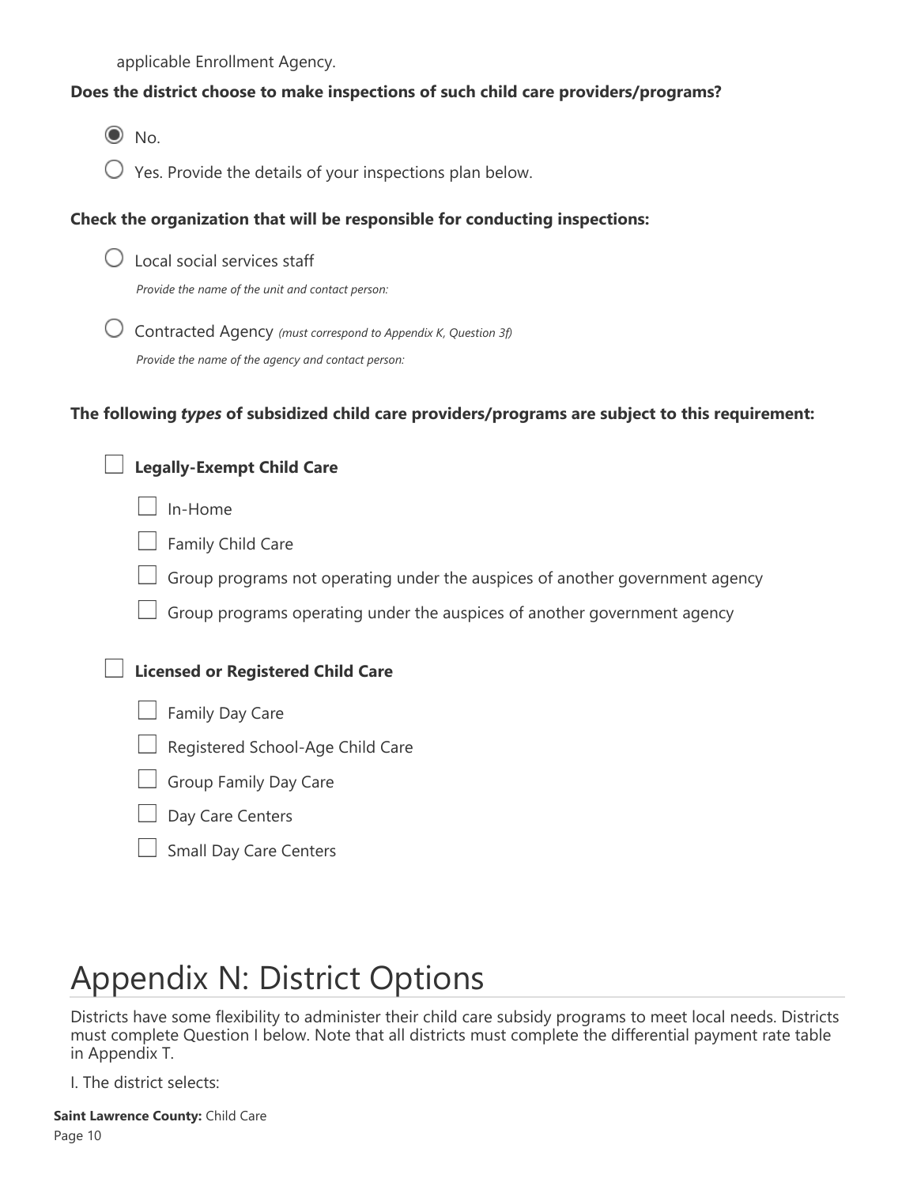applicable Enrollment Agency.

**Does the district choose to make inspections of such child care providers/programs?**

- (●) No.
- ( ) Yes. Provide the details of your inspections plan below.

**Check the organization that will be responsible for conducting inspections:**

- ( ) Local social services staff

  *Provide the name of the unit and contact person:*

- ( ) Contracted Agency *(must correspond to Appendix K, Question 3f)*

  *Provide the name of the agency and contact person:*

**The following *types* of subsidized child care providers/programs are subject to this requirement:**

- [ ] **Legally-Exempt Child Care**
  - [ ] In-Home
  - [ ] Family Child Care
  - [ ] Group programs not operating under the auspices of another government agency
  - [ ] Group programs operating under the auspices of another government agency

- [ ] **Licensed or Registered Child Care**
  - [ ] Family Day Care
  - [ ] Registered School-Age Child Care
  - [ ] Group Family Day Care
  - [ ] Day Care Centers
  - [ ] Small Day Care Centers

# Appendix N: District Options

Districts have some flexibility to administer their child care subsidy programs to meet local needs. Districts must complete Question I below. Note that all districts must complete the differential payment rate table in Appendix T.

I. The district selects: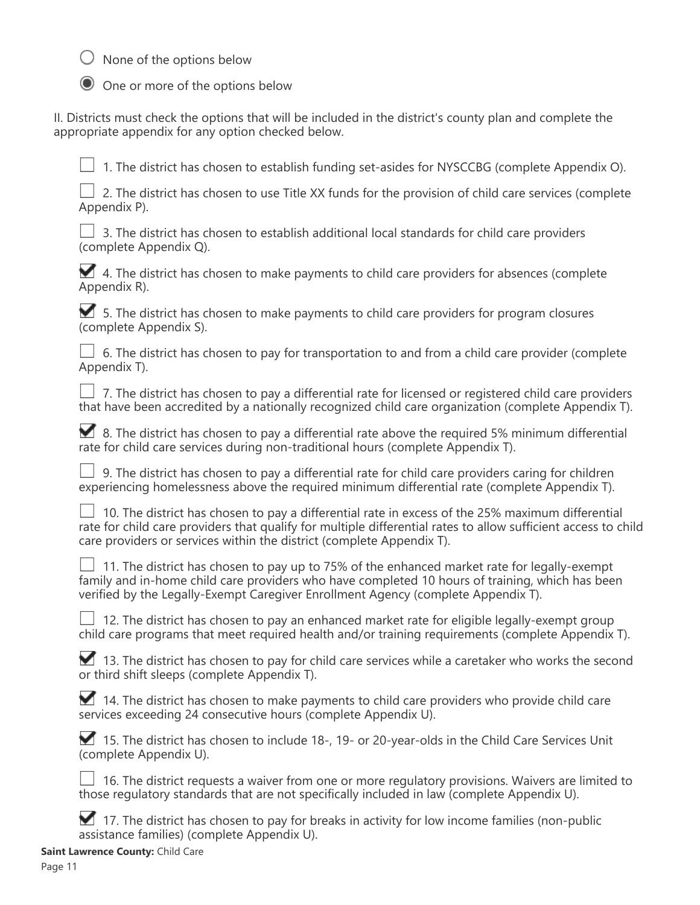- ○ None of the options below
- ◉ One or more of the options below

II. Districts must check the options that will be included in the district's county plan and complete the appropriate appendix for any option checked below.

- [ ] 1. The district has chosen to establish funding set-asides for NYSCCBG (complete Appendix O).
- [ ] 2. The district has chosen to use Title XX funds for the provision of child care services (complete Appendix P).
- [ ] 3. The district has chosen to establish additional local standards for child care providers (complete Appendix Q).
- [x] 4. The district has chosen to make payments to child care providers for absences (complete Appendix R).
- [x] 5. The district has chosen to make payments to child care providers for program closures (complete Appendix S).
- [ ] 6. The district has chosen to pay for transportation to and from a child care provider (complete Appendix T).
- [ ] 7. The district has chosen to pay a differential rate for licensed or registered child care providers that have been accredited by a nationally recognized child care organization (complete Appendix T).
- [x] 8. The district has chosen to pay a differential rate above the required 5% minimum differential rate for child care services during non-traditional hours (complete Appendix T).
- [ ] 9. The district has chosen to pay a differential rate for child care providers caring for children experiencing homelessness above the required minimum differential rate (complete Appendix T).
- [ ] 10. The district has chosen to pay a differential rate in excess of the 25% maximum differential rate for child care providers that qualify for multiple differential rates to allow sufficient access to child care providers or services within the district (complete Appendix T).
- [ ] 11. The district has chosen to pay up to 75% of the enhanced market rate for legally-exempt family and in-home child care providers who have completed 10 hours of training, which has been verified by the Legally-Exempt Caregiver Enrollment Agency (complete Appendix T).
- [ ] 12. The district has chosen to pay an enhanced market rate for eligible legally-exempt group child care programs that meet required health and/or training requirements (complete Appendix T).
- [x] 13. The district has chosen to pay for child care services while a caretaker who works the second or third shift sleeps (complete Appendix T).
- [x] 14. The district has chosen to make payments to child care providers who provide child care services exceeding 24 consecutive hours (complete Appendix U).
- [x] 15. The district has chosen to include 18-, 19- or 20-year-olds in the Child Care Services Unit (complete Appendix U).
- [ ] 16. The district requests a waiver from one or more regulatory provisions. Waivers are limited to those regulatory standards that are not specifically included in law (complete Appendix U).
- [x] 17. The district has chosen to pay for breaks in activity for low income families (non-public assistance families) (complete Appendix U).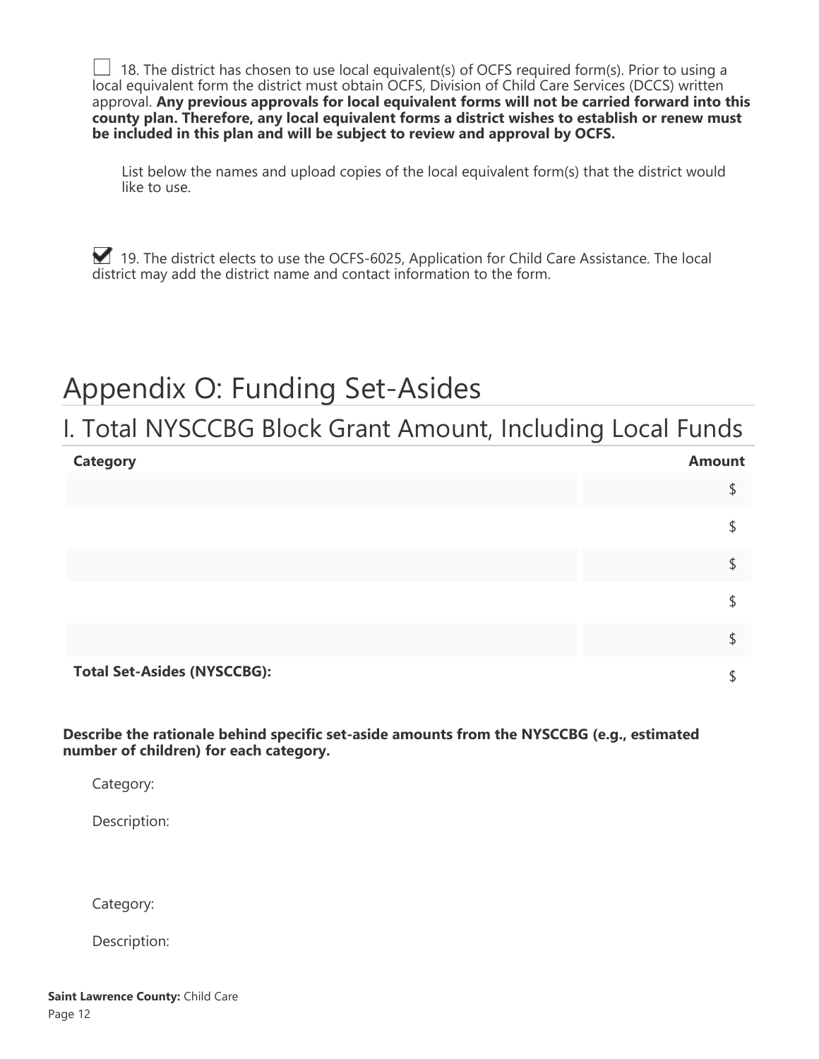☐ 18. The district has chosen to use local equivalent(s) of OCFS required form(s). Prior to using a local equivalent form the district must obtain OCFS, Division of Child Care Services (DCCS) written approval. **Any previous approvals for local equivalent forms will not be carried forward into this county plan. Therefore, any local equivalent forms a district wishes to establish or renew must be included in this plan and will be subject to review and approval by OCFS.**

List below the names and upload copies of the local equivalent form(s) that the district would like to use.

☑ 19. The district elects to use the OCFS-6025, Application for Child Care Assistance. The local district may add the district name and contact information to the form.

# Appendix O: Funding Set-Asides

## I. Total NYSCCBG Block Grant Amount, Including Local Funds

| Category | Amount |
|---|---|
| | $ |
| | $ |
| | $ |
| | $ |
| | $ |
| **Total Set-Asides (NYSCCBG):** | $ |

**Describe the rationale behind specific set-aside amounts from the NYSCCBG (e.g., estimated number of children) for each category.**

Category:

Description:

Category:

Description: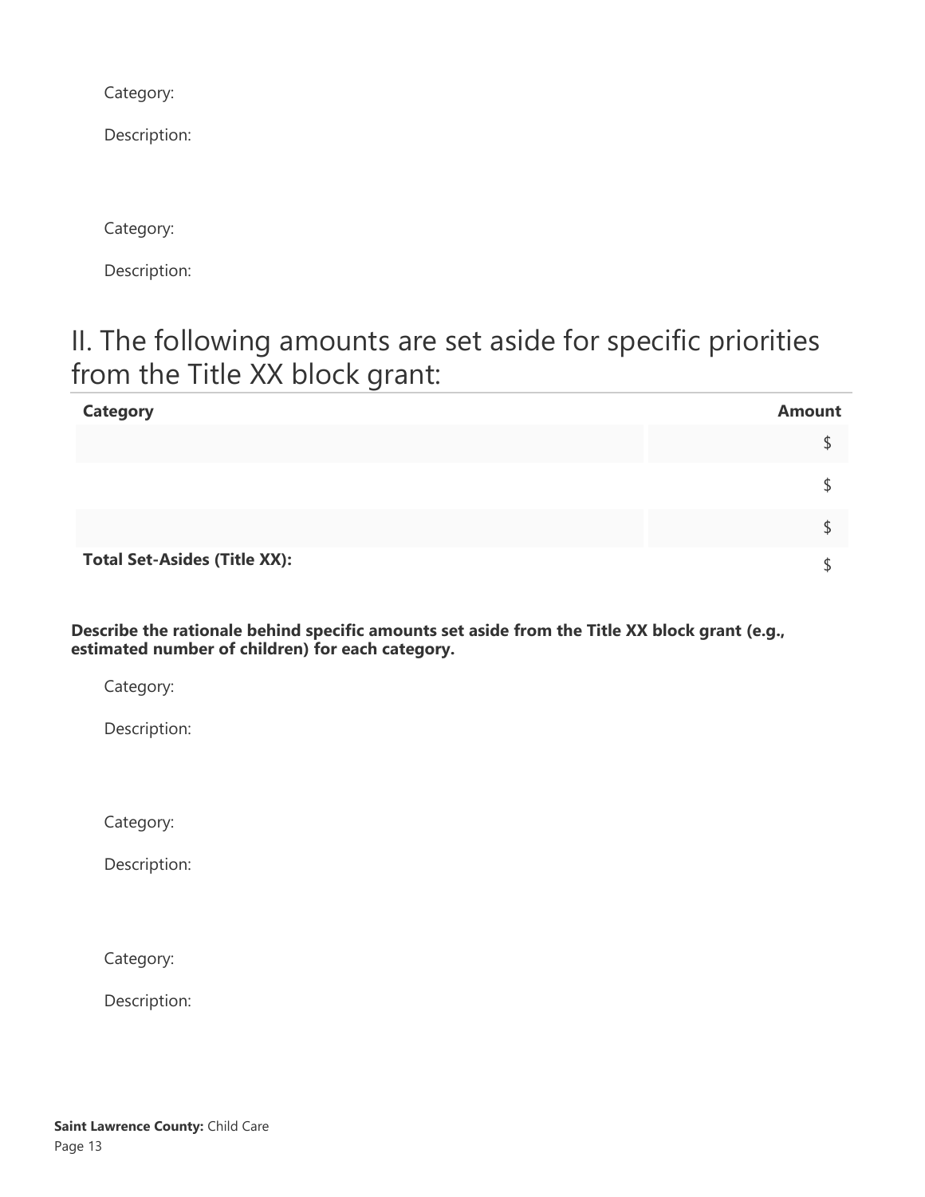Category:

Description:

Category:

Description:

## II. The following amounts are set aside for specific priorities from the Title XX block grant:

| Category | Amount |
|---|---|
| | $ |
| | $ |
| | $ |
| **Total Set-Asides (Title XX):** | $ |

**Describe the rationale behind specific amounts set aside from the Title XX block grant (e.g., estimated number of children) for each category.**

Category:

Description:

Category:

Description:

Category:

Description: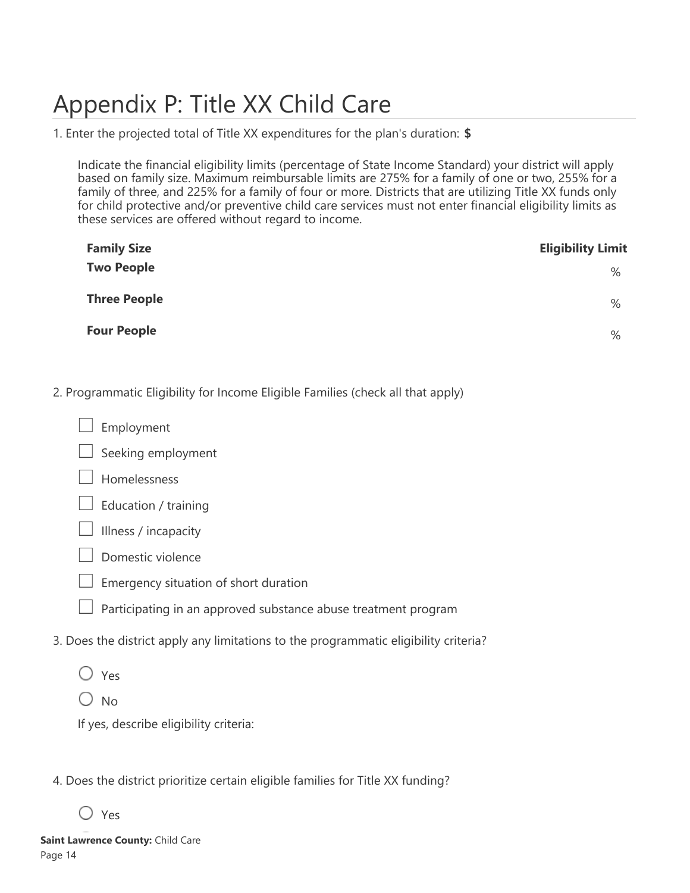# Appendix P: Title XX Child Care

1. Enter the projected total of Title XX expenditures for the plan's duration: **$**

   Indicate the financial eligibility limits (percentage of State Income Standard) your district will apply based on family size. Maximum reimbursable limits are 275% for a family of one or two, 255% for a family of three, and 225% for a family of four or more. Districts that are utilizing Title XX funds only for child protective and/or preventive child care services must not enter financial eligibility limits as these services are offered without regard to income.

| Family Size | Eligibility Limit |
|---|---|
| **Two People** | % |
| **Three People** | % |
| **Four People** | % |

2. Programmatic Eligibility for Income Eligible Families (check all that apply)

- ☐ Employment
- ☐ Seeking employment
- ☐ Homelessness
- ☐ Education / training
- ☐ Illness / incapacity
- ☐ Domestic violence
- ☐ Emergency situation of short duration
- ☐ Participating in an approved substance abuse treatment program

3. Does the district apply any limitations to the programmatic eligibility criteria?

- ○ Yes
- ○ No

   If yes, describe eligibility criteria:

4. Does the district prioritize certain eligible families for Title XX funding?

- ○ Yes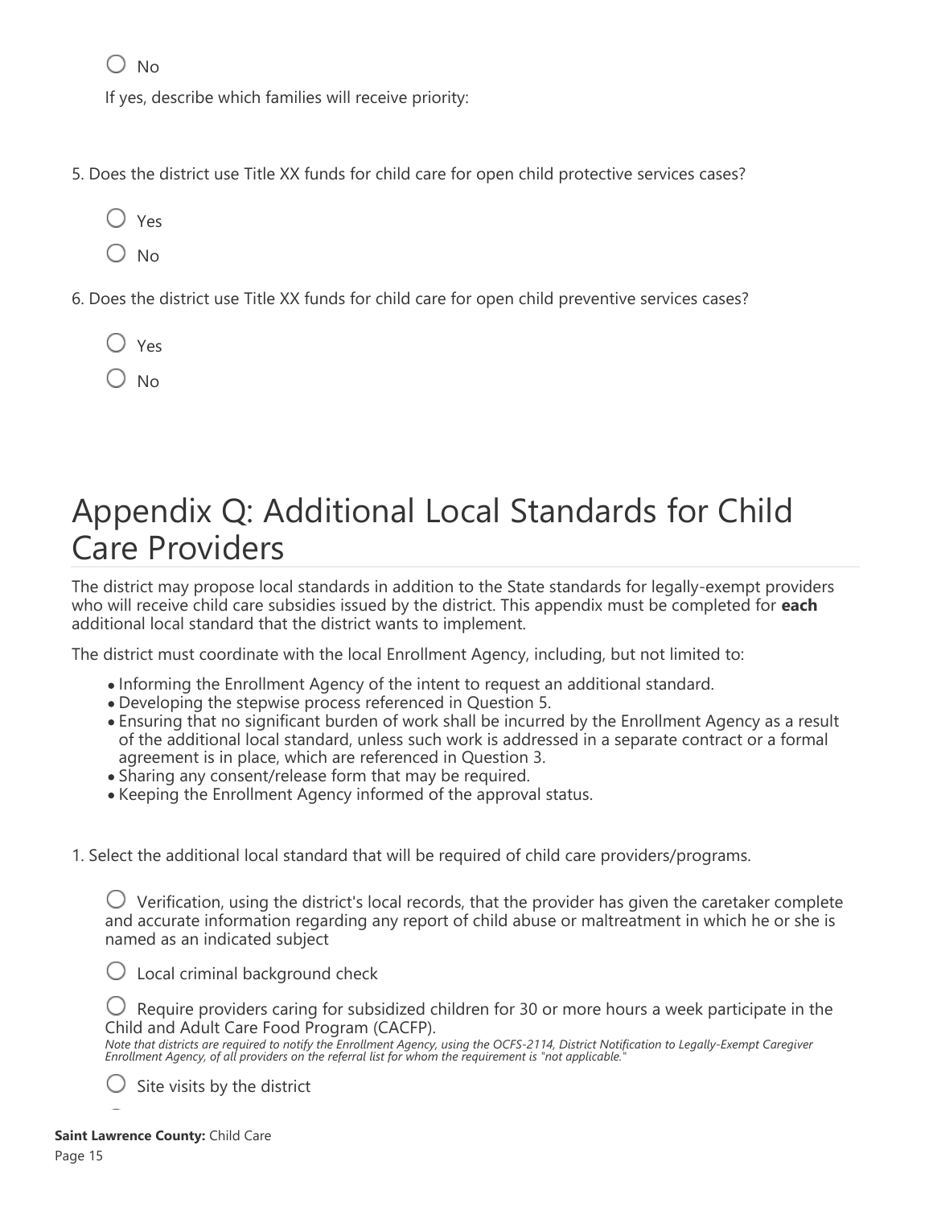○ No

If yes, describe which families will receive priority:

5. Does the district use Title XX funds for child care for open child protective services cases?

○ Yes

○ No

6. Does the district use Title XX funds for child care for open child preventive services cases?

○ Yes

○ No

# Appendix Q: Additional Local Standards for Child Care Providers

The district may propose local standards in addition to the State standards for legally-exempt providers who will receive child care subsidies issued by the district. This appendix must be completed for **each** additional local standard that the district wants to implement.

The district must coordinate with the local Enrollment Agency, including, but not limited to:

- Informing the Enrollment Agency of the intent to request an additional standard.
- Developing the stepwise process referenced in Question 5.
- Ensuring that no significant burden of work shall be incurred by the Enrollment Agency as a result of the additional local standard, unless such work is addressed in a separate contract or a formal agreement is in place, which are referenced in Question 3.
- Sharing any consent/release form that may be required.
- Keeping the Enrollment Agency informed of the approval status.

1. Select the additional local standard that will be required of child care providers/programs.

○ Verification, using the district's local records, that the provider has given the caretaker complete and accurate information regarding any report of child abuse or maltreatment in which he or she is named as an indicated subject

○ Local criminal background check

○ Require providers caring for subsidized children for 30 or more hours a week participate in the Child and Adult Care Food Program (CACFP).

*Note that districts are required to notify the Enrollment Agency, using the OCFS-2114, District Notification to Legally-Exempt Caregiver Enrollment Agency, of all providers on the referral list for whom the requirement is "not applicable."*

○ Site visits by the district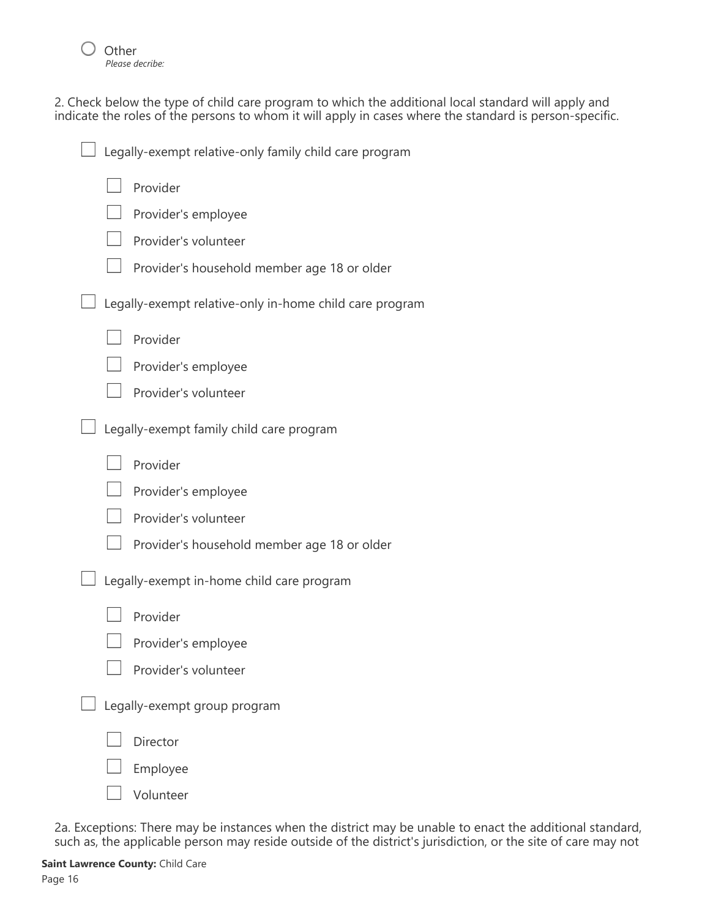○ Other
*Please decribe:*

2. Check below the type of child care program to which the additional local standard will apply and indicate the roles of the persons to whom it will apply in cases where the standard is person-specific.

- ☐ Legally-exempt relative-only family child care program
  - ☐ Provider
  - ☐ Provider's employee
  - ☐ Provider's volunteer
  - ☐ Provider's household member age 18 or older
- ☐ Legally-exempt relative-only in-home child care program
  - ☐ Provider
  - ☐ Provider's employee
  - ☐ Provider's volunteer
- ☐ Legally-exempt family child care program
  - ☐ Provider
  - ☐ Provider's employee
  - ☐ Provider's volunteer
  - ☐ Provider's household member age 18 or older
- ☐ Legally-exempt in-home child care program
  - ☐ Provider
  - ☐ Provider's employee
  - ☐ Provider's volunteer
- ☐ Legally-exempt group program
  - ☐ Director
  - ☐ Employee
  - ☐ Volunteer

2a. Exceptions: There may be instances when the district may be unable to enact the additional standard, such as, the applicable person may reside outside of the district's jurisdiction, or the site of care may not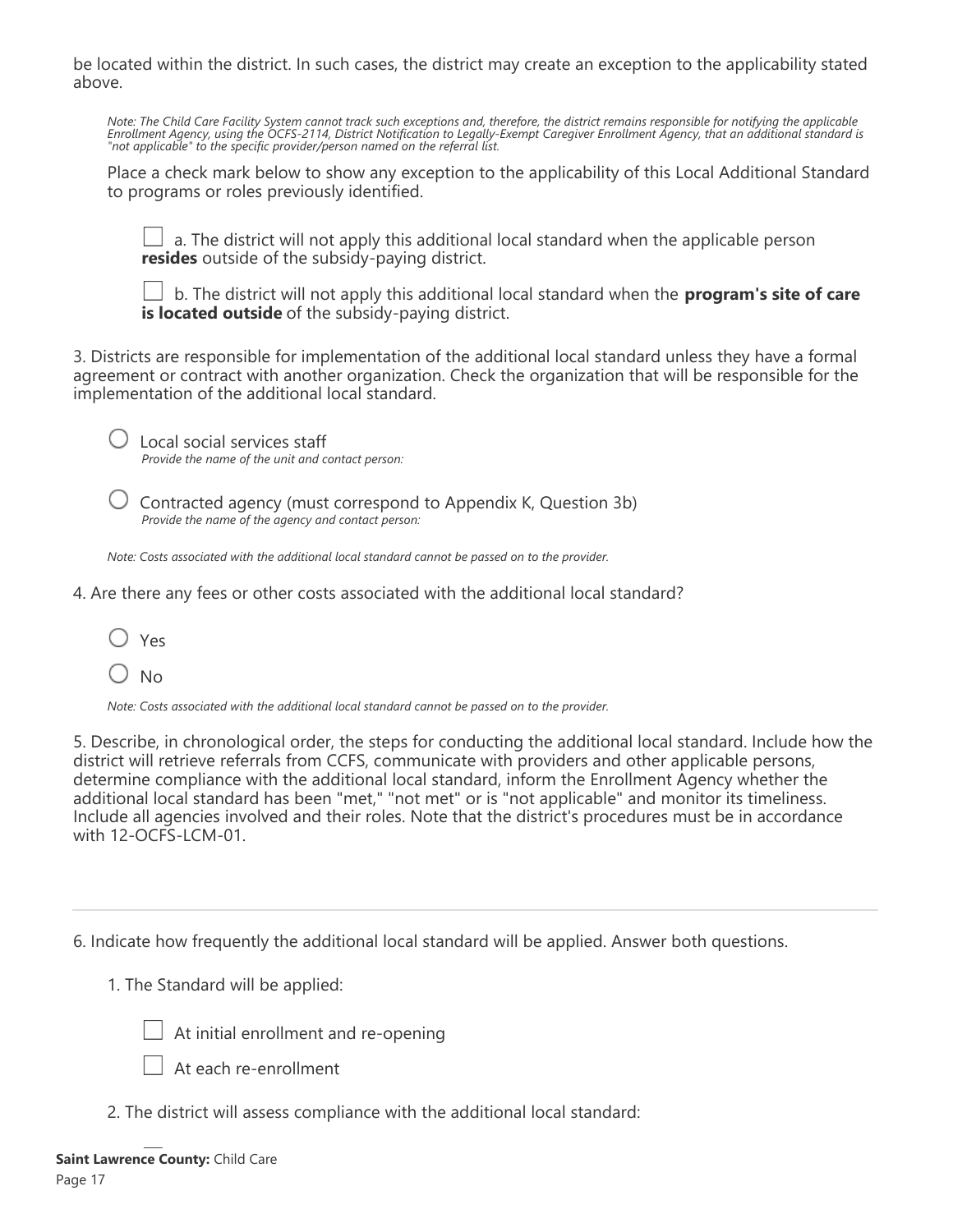be located within the district. In such cases, the district may create an exception to the applicability stated above.

*Note: The Child Care Facility System cannot track such exceptions and, therefore, the district remains responsible for notifying the applicable Enrollment Agency, using the OCFS-2114, District Notification to Legally-Exempt Caregiver Enrollment Agency, that an additional standard is "not applicable" to the specific provider/person named on the referral list.*

Place a check mark below to show any exception to the applicability of this Local Additional Standard to programs or roles previously identified.

☐ a. The district will not apply this additional local standard when the applicable person **resides** outside of the subsidy-paying district.

☐ b. The district will not apply this additional local standard when the **program's site of care is located outside** of the subsidy-paying district.

3. Districts are responsible for implementation of the additional local standard unless they have a formal agreement or contract with another organization. Check the organization that will be responsible for the implementation of the additional local standard.

○ Local social services staff
*Provide the name of the unit and contact person:*

○ Contracted agency (must correspond to Appendix K, Question 3b)
*Provide the name of the agency and contact person:*

*Note: Costs associated with the additional local standard cannot be passed on to the provider.*

4. Are there any fees or other costs associated with the additional local standard?

○ Yes

○ No

*Note: Costs associated with the additional local standard cannot be passed on to the provider.*

5. Describe, in chronological order, the steps for conducting the additional local standard. Include how the district will retrieve referrals from CCFS, communicate with providers and other applicable persons, determine compliance with the additional local standard, inform the Enrollment Agency whether the additional local standard has been "met," "not met" or is "not applicable" and monitor its timeliness. Include all agencies involved and their roles. Note that the district's procedures must be in accordance with 12-OCFS-LCM-01.

---

6. Indicate how frequently the additional local standard will be applied. Answer both questions.

1. The Standard will be applied:

☐ At initial enrollment and re-opening

☐ At each re-enrollment

2. The district will assess compliance with the additional local standard: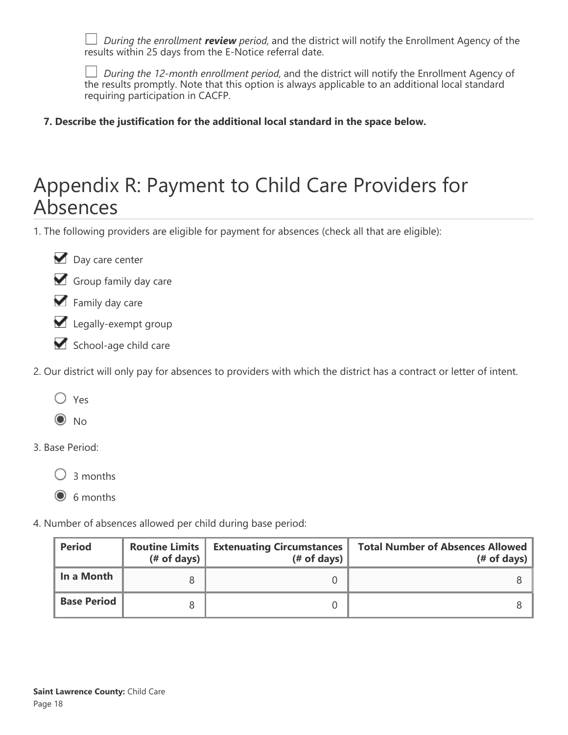☐ *During the enrollment **review** period,* and the district will notify the Enrollment Agency of the results within 25 days from the E-Notice referral date.

☐ *During the 12-month enrollment period,* and the district will notify the Enrollment Agency of the results promptly. Note that this option is always applicable to an additional local standard requiring participation in CACFP.

**7. Describe the justification for the additional local standard in the space below.**

# Appendix R: Payment to Child Care Providers for Absences

1. The following providers are eligible for payment for absences (check all that are eligible):

- ☑ Day care center
- ☑ Group family day care
- ☑ Family day care
- ☑ Legally-exempt group
- ☑ School-age child care

2. Our district will only pay for absences to providers with which the district has a contract or letter of intent.

- ○ Yes
- ◉ No

3. Base Period:

- ○ 3 months
- ◉ 6 months

4. Number of absences allowed per child during base period:

| Period | Routine Limits (# of days) | Extenuating Circumstances (# of days) | Total Number of Absences Allowed (# of days) |
|---|---|---|---|
| **In a Month** | 8 | 0 | 8 |
| **Base Period** | 8 | 0 | 8 |

**Saint Lawrence County:** Child Care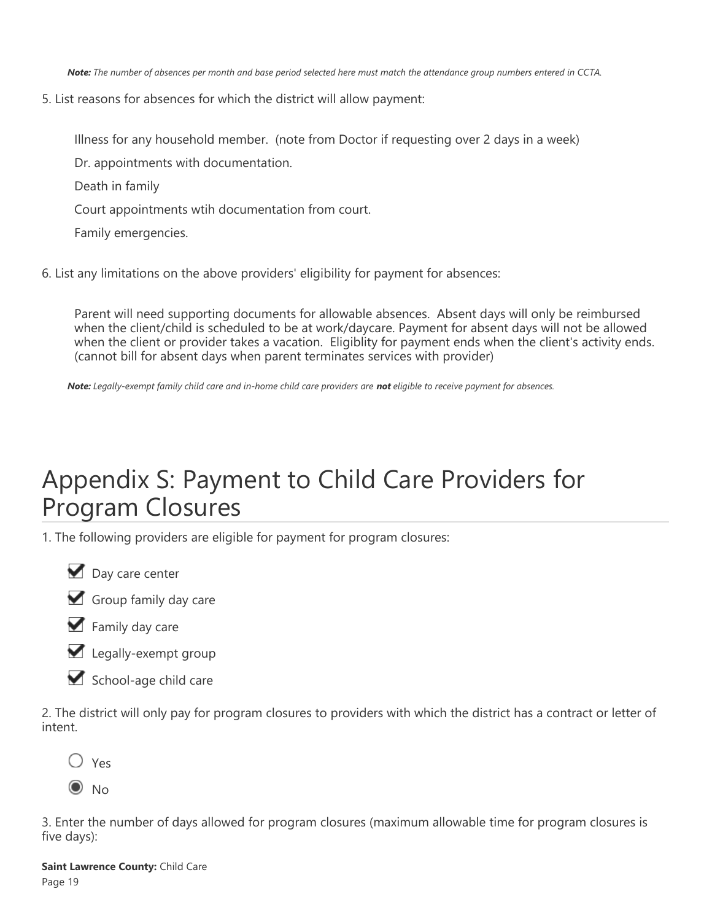***Note:*** *The number of absences per month and base period selected here must match the attendance group numbers entered in CCTA.*

5. List reasons for absences for which the district will allow payment:

   Illness for any household member. (note from Doctor if requesting over 2 days in a week)

   Dr. appointments with documentation.

   Death in family

   Court appointments wtih documentation from court.

   Family emergencies.

6. List any limitations on the above providers' eligibility for payment for absences:

   Parent will need supporting documents for allowable absences. Absent days will only be reimbursed when the client/child is scheduled to be at work/daycare. Payment for absent days will not be allowed when the client or provider takes a vacation. Eligiblity for payment ends when the client's activity ends. (cannot bill for absent days when parent terminates services with provider)

***Note:*** *Legally-exempt family child care and in-home child care providers are **not** eligible to receive payment for absences.*

# Appendix S: Payment to Child Care Providers for Program Closures

1. The following providers are eligible for payment for program closures:

- [x] Day care center
- [x] Group family day care
- [x] Family day care
- [x] Legally-exempt group
- [x] School-age child care

2. The district will only pay for program closures to providers with which the district has a contract or letter of intent.

- ( ) Yes
- (•) No

3. Enter the number of days allowed for program closures (maximum allowable time for program closures is five days):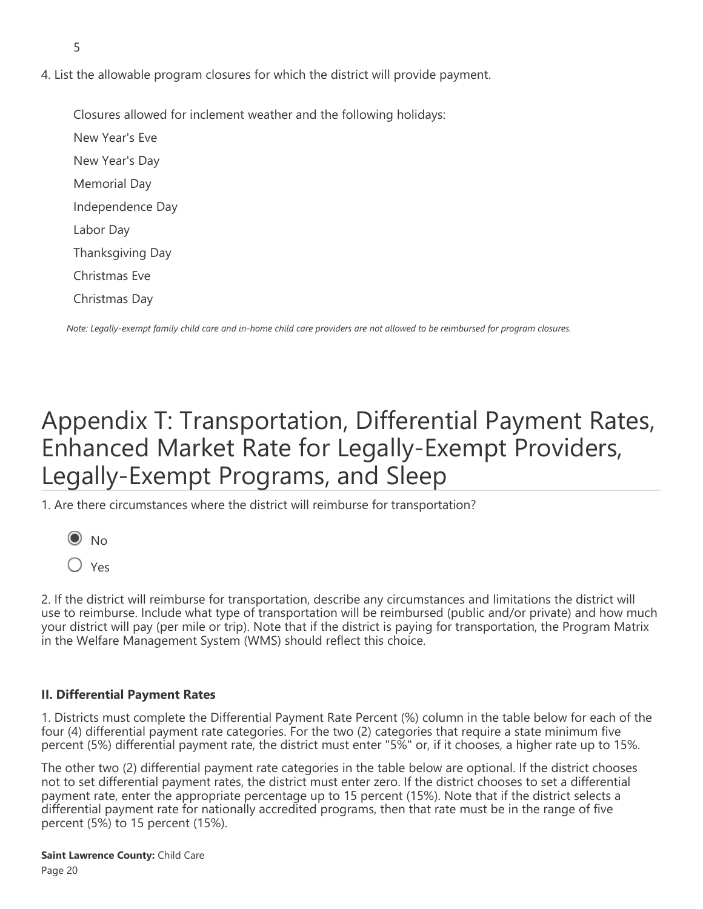5

4. List the allowable program closures for which the district will provide payment.

Closures allowed for inclement weather and the following holidays:

New Year's Eve

New Year's Day

Memorial Day

Independence Day

Labor Day

Thanksgiving Day

Christmas Eve

Christmas Day

*Note: Legally-exempt family child care and in-home child care providers are not allowed to be reimbursed for program closures.*

# Appendix T: Transportation, Differential Payment Rates, Enhanced Market Rate for Legally-Exempt Providers, Legally-Exempt Programs, and Sleep

1. Are there circumstances where the district will reimburse for transportation?

- (●) No
- ( ) Yes

2. If the district will reimburse for transportation, describe any circumstances and limitations the district will use to reimburse. Include what type of transportation will be reimbursed (public and/or private) and how much your district will pay (per mile or trip). Note that if the district is paying for transportation, the Program Matrix in the Welfare Management System (WMS) should reflect this choice.

**II. Differential Payment Rates**

1. Districts must complete the Differential Payment Rate Percent (%) column in the table below for each of the four (4) differential payment rate categories. For the two (2) categories that require a state minimum five percent (5%) differential payment rate, the district must enter "5%" or, if it chooses, a higher rate up to 15%.

The other two (2) differential payment rate categories in the table below are optional. If the district chooses not to set differential payment rates, the district must enter zero. If the district chooses to set a differential payment rate, enter the appropriate percentage up to 15 percent (15%). Note that if the district selects a differential payment rate for nationally accredited programs, then that rate must be in the range of five percent (5%) to 15 percent (15%).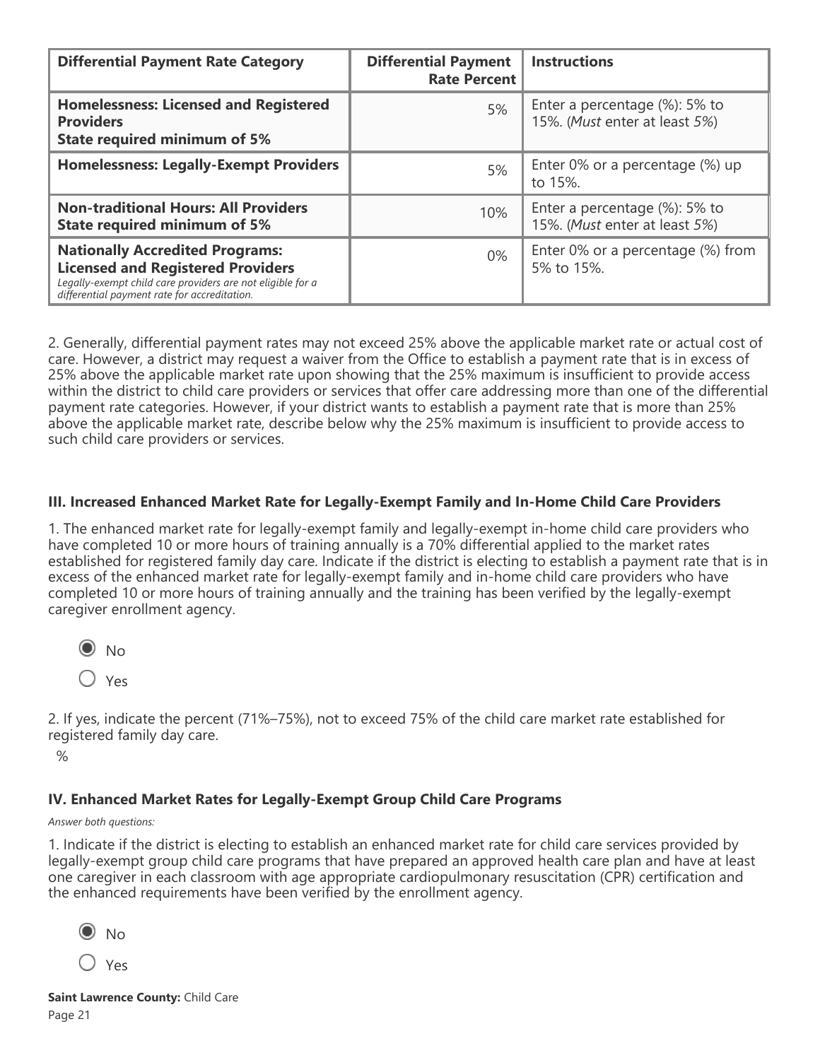| Differential Payment Rate Category | Differential Payment Rate Percent | Instructions |
|---|---|---|
| **Homelessness: Licensed and Registered Providers**<br>**State required minimum of 5%** | 5% | Enter a percentage (%): 5% to 15%. (*Must* enter at least *5%*) |
| **Homelessness: Legally-Exempt Providers** | 5% | Enter 0% or a percentage (%) up to 15%. |
| **Non-traditional Hours: All Providers**<br>**State required minimum of 5%** | 10% | Enter a percentage (%): 5% to 15%. (*Must* enter at least *5%*) |
| **Nationally Accredited Programs: Licensed and Registered Providers**<br>*Legally-exempt child care providers are not eligible for a differential payment rate for accreditation.* | 0% | Enter 0% or a percentage (%) from 5% to 15%. |

2. Generally, differential payment rates may not exceed 25% above the applicable market rate or actual cost of care. However, a district may request a waiver from the Office to establish a payment rate that is in excess of 25% above the applicable market rate upon showing that the 25% maximum is insufficient to provide access within the district to child care providers or services that offer care addressing more than one of the differential payment rate categories. However, if your district wants to establish a payment rate that is more than 25% above the applicable market rate, describe below why the 25% maximum is insufficient to provide access to such child care providers or services.

### III. Increased Enhanced Market Rate for Legally-Exempt Family and In-Home Child Care Providers

1. The enhanced market rate for legally-exempt family and legally-exempt in-home child care providers who have completed 10 or more hours of training annually is a 70% differential applied to the market rates established for registered family day care. Indicate if the district is electing to establish a payment rate that is in excess of the enhanced market rate for legally-exempt family and in-home child care providers who have completed 10 or more hours of training annually and the training has been verified by the legally-exempt caregiver enrollment agency.

◉ No

○ Yes

2. If yes, indicate the percent (71%–75%), not to exceed 75% of the child care market rate established for registered family day care.

%

### IV. Enhanced Market Rates for Legally-Exempt Group Child Care Programs

*Answer both questions:*

1. Indicate if the district is electing to establish an enhanced market rate for child care services provided by legally-exempt group child care programs that have prepared an approved health care plan and have at least one caregiver in each classroom with age appropriate cardiopulmonary resuscitation (CPR) certification and the enhanced requirements have been verified by the enrollment agency.

◉ No

○ Yes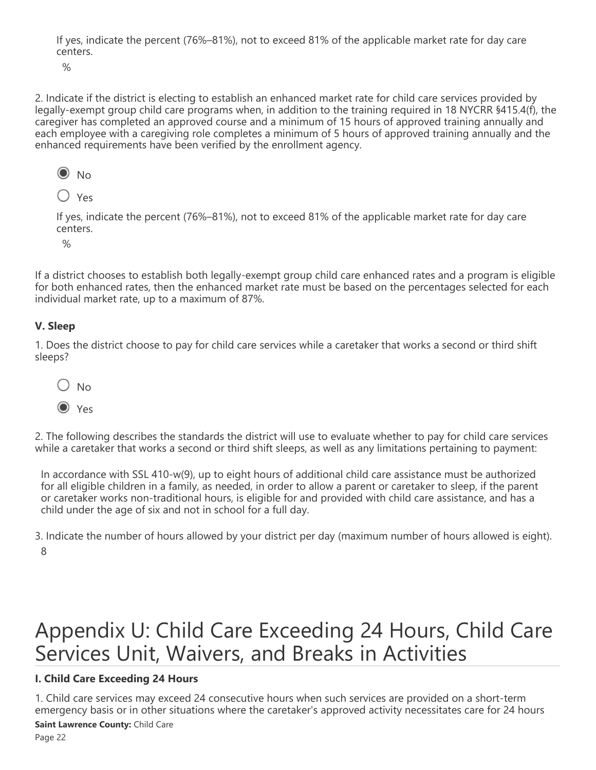If yes, indicate the percent (76%–81%), not to exceed 81% of the applicable market rate for day care centers.

%

2. Indicate if the district is electing to establish an enhanced market rate for child care services provided by legally-exempt group child care programs when, in addition to the training required in 18 NYCRR §415.4(f), the caregiver has completed an approved course and a minimum of 15 hours of approved training annually and each employee with a caregiving role completes a minimum of 5 hours of approved training annually and the enhanced requirements have been verified by the enrollment agency.

- (●) No
- ( ) Yes

If yes, indicate the percent (76%–81%), not to exceed 81% of the applicable market rate for day care centers.

%

If a district chooses to establish both legally-exempt group child care enhanced rates and a program is eligible for both enhanced rates, then the enhanced market rate must be based on the percentages selected for each individual market rate, up to a maximum of 87%.

### V. Sleep

1. Does the district choose to pay for child care services while a caretaker that works a second or third shift sleeps?

- ( ) No
- (●) Yes

2. The following describes the standards the district will use to evaluate whether to pay for child care services while a caretaker that works a second or third shift sleeps, as well as any limitations pertaining to payment:

In accordance with SSL 410-w(9), up to eight hours of additional child care assistance must be authorized for all eligible children in a family, as needed, in order to allow a parent or caretaker to sleep, if the parent or caretaker works non-traditional hours, is eligible for and provided with child care assistance, and has a child under the age of six and not in school for a full day.

3. Indicate the number of hours allowed by your district per day (maximum number of hours allowed is eight).

8

# Appendix U: Child Care Exceeding 24 Hours, Child Care Services Unit, Waivers, and Breaks in Activities

### I. Child Care Exceeding 24 Hours

1. Child care services may exceed 24 consecutive hours when such services are provided on a short-term emergency basis or in other situations where the caretaker's approved activity necessitates care for 24 hours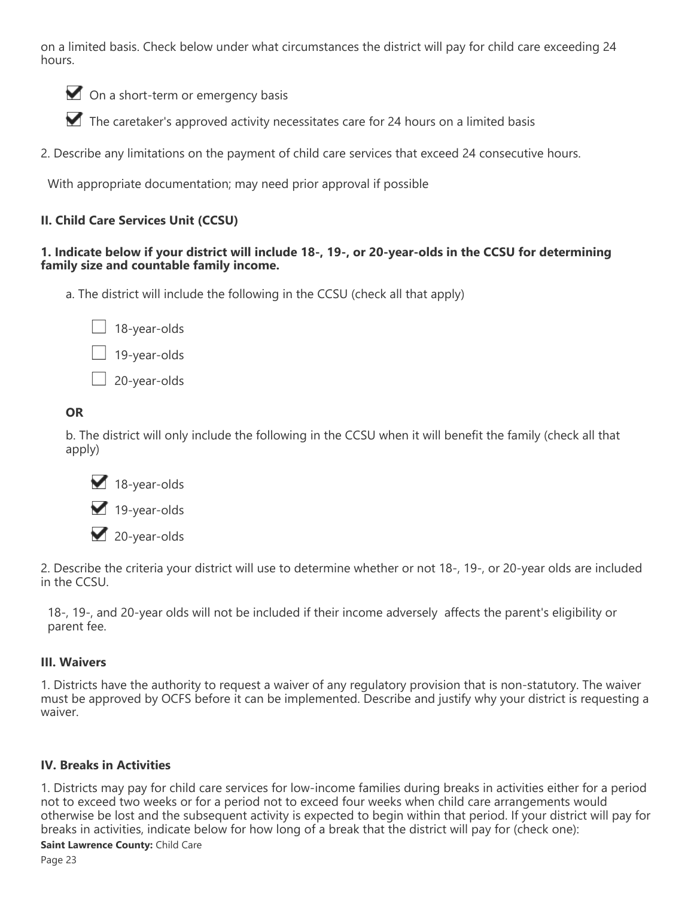on a limited basis. Check below under what circumstances the district will pay for child care exceeding 24 hours.

- [x] On a short-term or emergency basis
- [x] The caretaker's approved activity necessitates care for 24 hours on a limited basis

2. Describe any limitations on the payment of child care services that exceed 24 consecutive hours.

With appropriate documentation; may need prior approval if possible

### II. Child Care Services Unit (CCSU)

**1. Indicate below if your district will include 18-, 19-, or 20-year-olds in the CCSU for determining family size and countable family income.**

a. The district will include the following in the CCSU (check all that apply)

- [ ] 18-year-olds
- [ ] 19-year-olds
- [ ] 20-year-olds

**OR**

b. The district will only include the following in the CCSU when it will benefit the family (check all that apply)

- [x] 18-year-olds
- [x] 19-year-olds
- [x] 20-year-olds

2. Describe the criteria your district will use to determine whether or not 18-, 19-, or 20-year olds are included in the CCSU.

18-, 19-, and 20-year olds will not be included if their income adversely affects the parent's eligibility or parent fee.

### III. Waivers

1. Districts have the authority to request a waiver of any regulatory provision that is non-statutory. The waiver must be approved by OCFS before it can be implemented. Describe and justify why your district is requesting a waiver.

### IV. Breaks in Activities

1. Districts may pay for child care services for low-income families during breaks in activities either for a period not to exceed two weeks or for a period not to exceed four weeks when child care arrangements would otherwise be lost and the subsequent activity is expected to begin within that period. If your district will pay for breaks in activities, indicate below for how long of a break that the district will pay for (check one):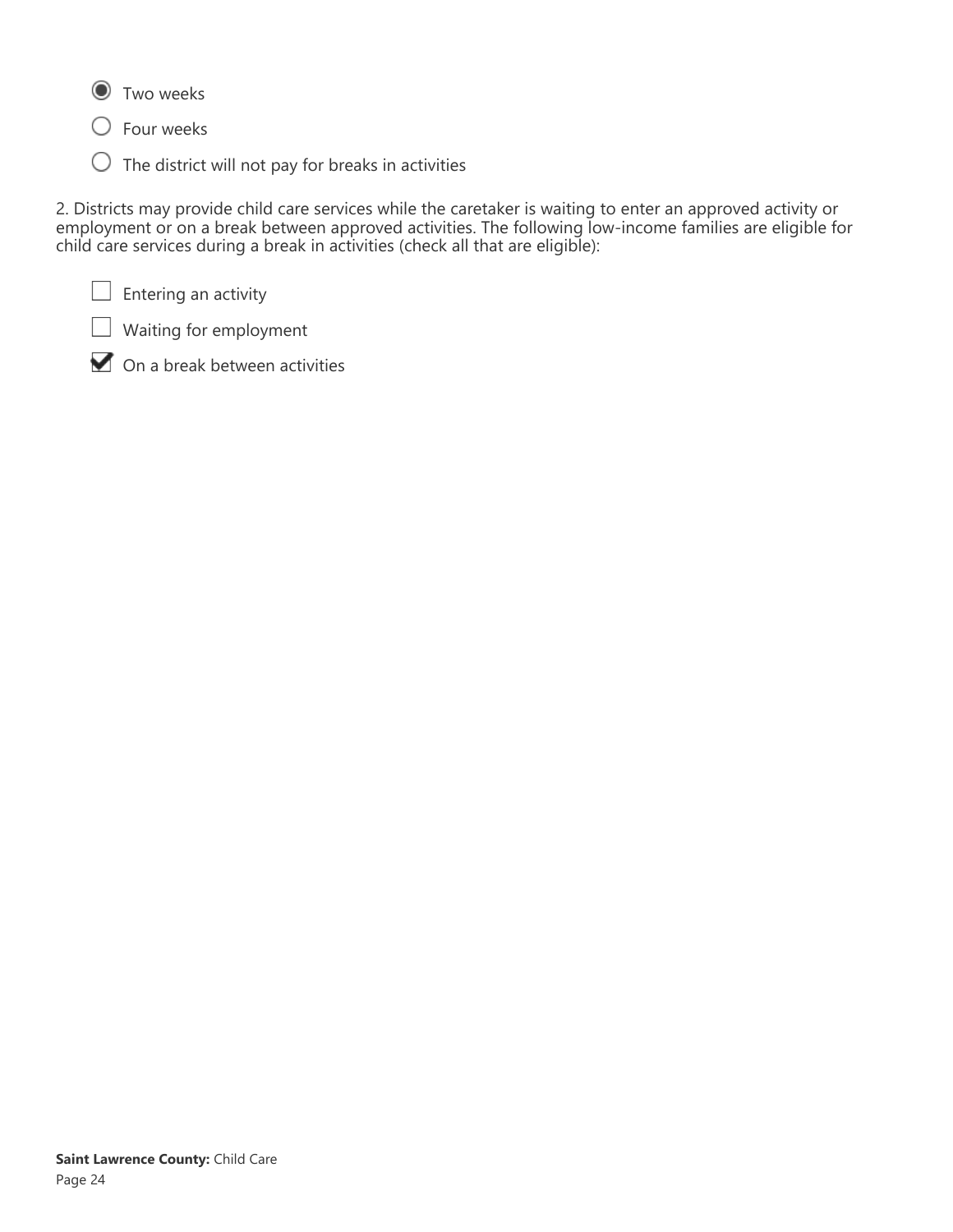- (●) Two weeks
- ( ) Four weeks
- ( ) The district will not pay for breaks in activities

2. Districts may provide child care services while the caretaker is waiting to enter an approved activity or employment or on a break between approved activities. The following low-income families are eligible for child care services during a break in activities (check all that are eligible):

- [ ] Entering an activity
- [ ] Waiting for employment
- [x] On a break between activities

**Saint Lawrence County:** Child Care